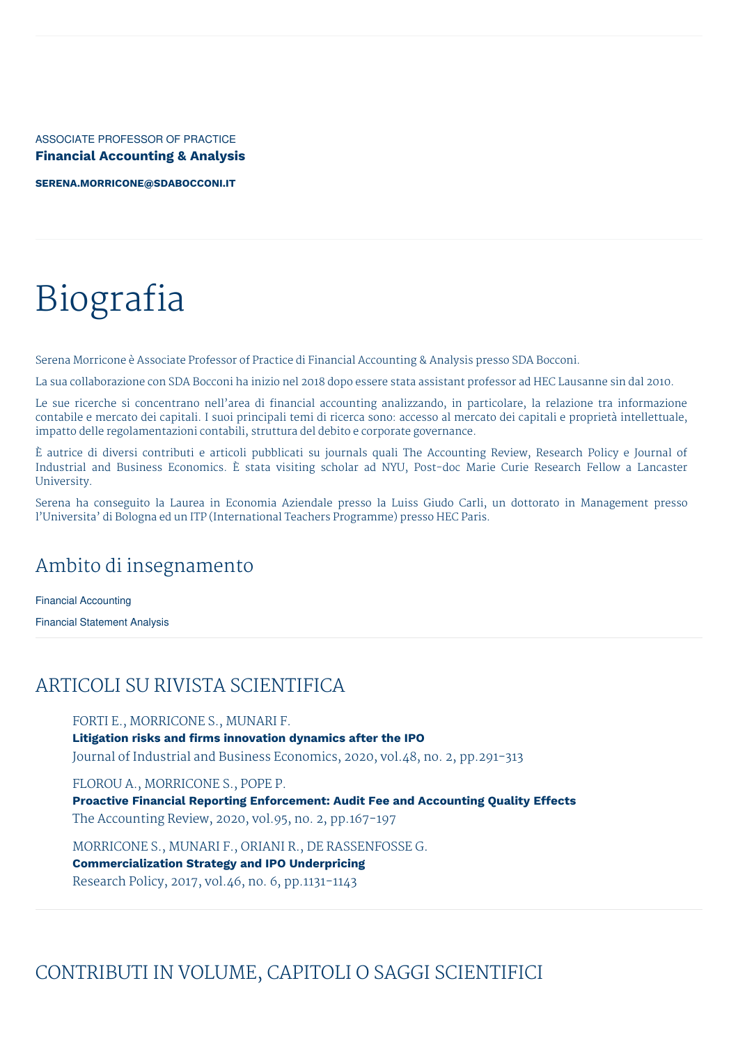ASSOCIATE PROFESSOR OF PRACTICE

**Financial Accounting & Analysis**

**SERENA.MORRICONE@SDABOCCONI.IT**

# Biografia

Serena Morricone è Associate Professor of Practice di Financial Accounting & Analysis presso SDA Bocconi.

La sua collaborazione con SDA Bocconi ha inizio nel 2018 dopo essere stata assistant professor ad HEC Lausanne sin dal 2010.

Le sue ricerche si concentrano nell'area di financial accounting analizzando, in particolare, la relazione tra informazione contabile e mercato dei capitali. I suoi principali temi di ricerca sono: accesso al mercato dei capitali e proprietà intellettuale, impatto delle regolamentazioni contabili, struttura del debito e corporate governance.

È autrice di diversi contributi e articoli pubblicati su journals quali The Accounting Review, Research Policy e Journal of Industrial and Business Economics. È stata visiting scholar ad NYU, Post-doc Marie Curie Research Fellow a Lancaster University.

Serena ha conseguito la Laurea in Economia Aziendale presso la Luiss Giudo Carli, un dottorato in Management presso l'Universita' di Bologna ed un ITP (International Teachers Programme) presso HEC Paris.

## Ambito di insegnamento

Financial Accounting

Financial Statement Analysis

## ARTICOLI SU RIVISTA SCIENTIFICA

FORTI E., MORRICONE S., MUNARI F.
**Litigation risks and firms innovation dynamics after the IPO**
Journal of Industrial and Business Economics, 2020, vol.48, no. 2, pp.291-313

FLOROU A., MORRICONE S., POPE P.
**Proactive Financial Reporting Enforcement: Audit Fee and Accounting Quality Effects**
The Accounting Review, 2020, vol.95, no. 2, pp.167-197

MORRICONE S., MUNARI F., ORIANI R., DE RASSENFOSSE G.
**Commercialization Strategy and IPO Underpricing**
Research Policy, 2017, vol.46, no. 6, pp.1131-1143

## CONTRIBUTI IN VOLUME, CAPITOLI O SAGGI SCIENTIFICI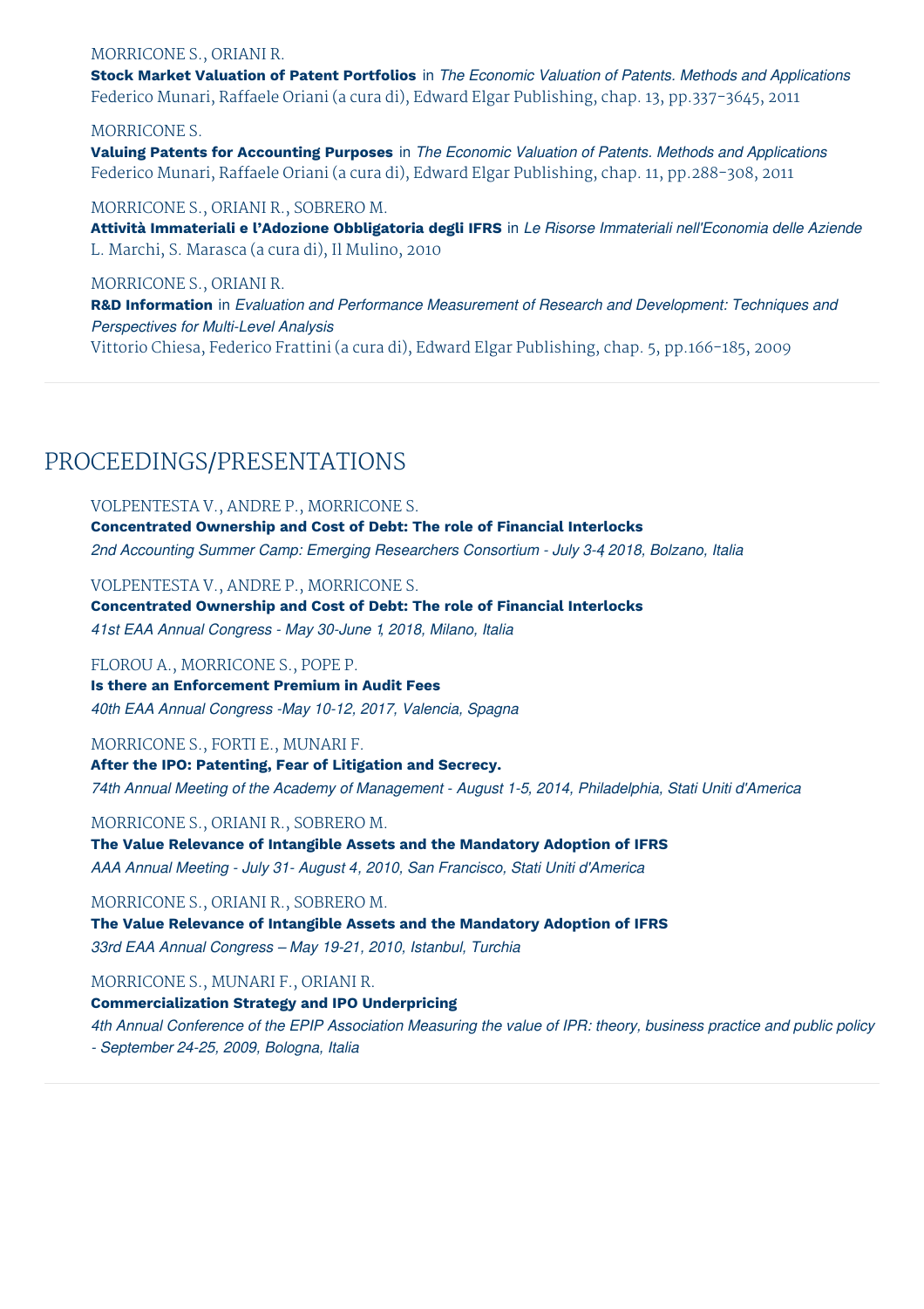MORRICONE S., ORIANI R.
**Stock Market Valuation of Patent Portfolios** in *The Economic Valuation of Patents. Methods and Applications*
Federico Munari, Raffaele Oriani (a cura di), Edward Elgar Publishing, chap. 13, pp.337-3645, 2011

MORRICONE S.
**Valuing Patents for Accounting Purposes** in *The Economic Valuation of Patents. Methods and Applications*
Federico Munari, Raffaele Oriani (a cura di), Edward Elgar Publishing, chap. 11, pp.288-308, 2011

MORRICONE S., ORIANI R., SOBRERO M.
**Attività Immateriali e l'Adozione Obbligatoria degli IFRS** in *Le Risorse Immateriali nell'Economia delle Aziende*
L. Marchi, S. Marasca (a cura di), Il Mulino, 2010

MORRICONE S., ORIANI R.
**R&D Information** in *Evaluation and Performance Measurement of Research and Development: Techniques and Perspectives for Multi-Level Analysis*
Vittorio Chiesa, Federico Frattini (a cura di), Edward Elgar Publishing, chap. 5, pp.166-185, 2009

## PROCEEDINGS/PRESENTATIONS

VOLPENTESTA V., ANDRE P., MORRICONE S.
**Concentrated Ownership and Cost of Debt: The role of Financial Interlocks**
*2nd Accounting Summer Camp: Emerging Researchers Consortium - July 3-4 2018, Bolzano, Italia*

VOLPENTESTA V., ANDRE P., MORRICONE S.
**Concentrated Ownership and Cost of Debt: The role of Financial Interlocks**
*41st EAA Annual Congress - May 30-June 1, 2018, Milano, Italia*

FLOROU A., MORRICONE S., POPE P.
**Is there an Enforcement Premium in Audit Fees**
*40th EAA Annual Congress -May 10-12, 2017, Valencia, Spagna*

MORRICONE S., FORTI E., MUNARI F.
**After the IPO: Patenting, Fear of Litigation and Secrecy.**
*74th Annual Meeting of the Academy of Management - August 1-5, 2014, Philadelphia, Stati Uniti d'America*

MORRICONE S., ORIANI R., SOBRERO M.
**The Value Relevance of Intangible Assets and the Mandatory Adoption of IFRS**
*AAA Annual Meeting - July 31- August 4, 2010, San Francisco, Stati Uniti d'America*

MORRICONE S., ORIANI R., SOBRERO M.
**The Value Relevance of Intangible Assets and the Mandatory Adoption of IFRS**
*33rd EAA Annual Congress – May 19-21, 2010, Istanbul, Turchia*

MORRICONE S., MUNARI F., ORIANI R.
**Commercialization Strategy and IPO Underpricing**
*4th Annual Conference of the EPIP Association Measuring the value of IPR: theory, business practice and public policy - September 24-25, 2009, Bologna, Italia*